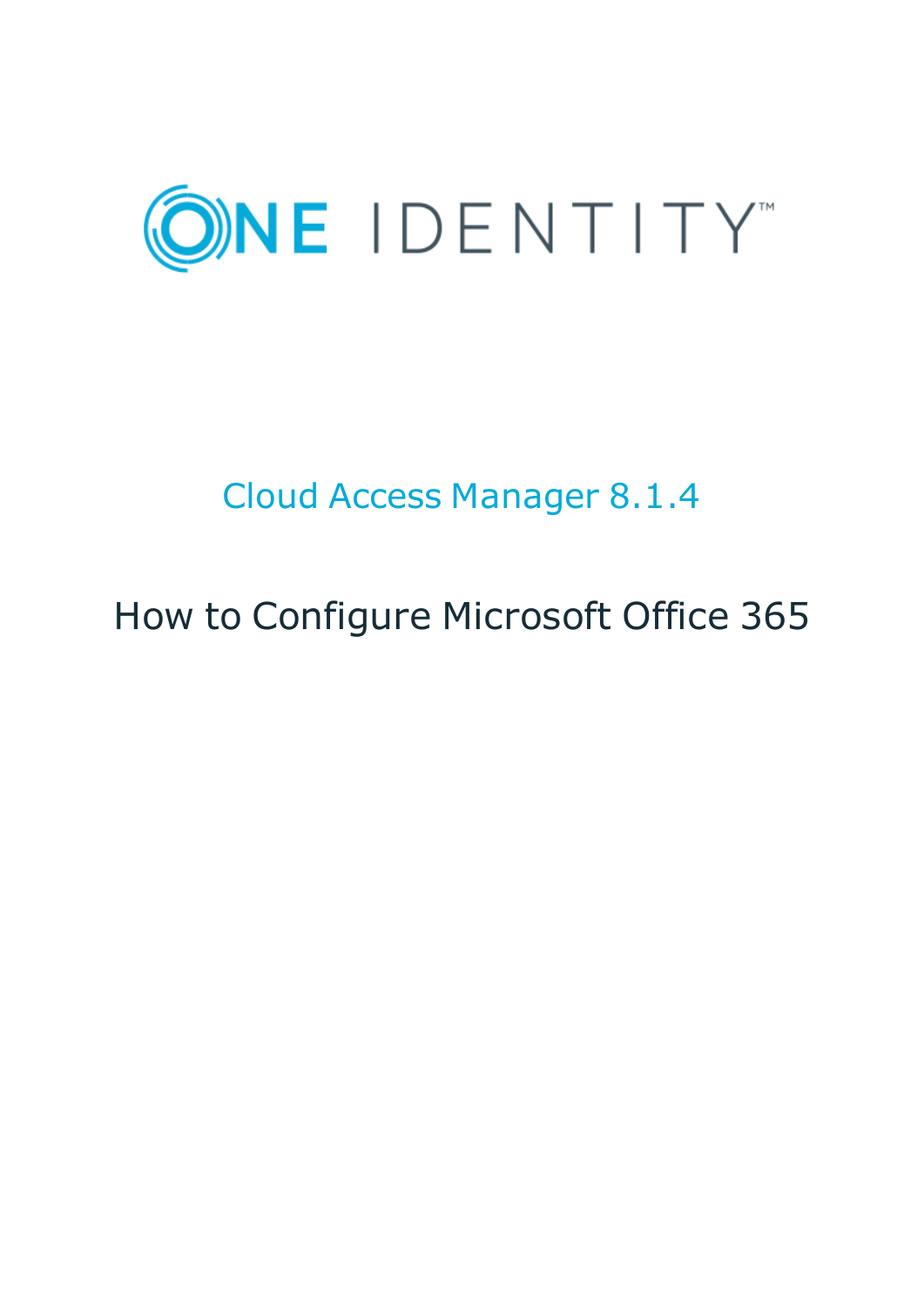# ONE IDENTITY

## Cloud Access Manager 8.1.4

# How to Configure Microsoft Office 365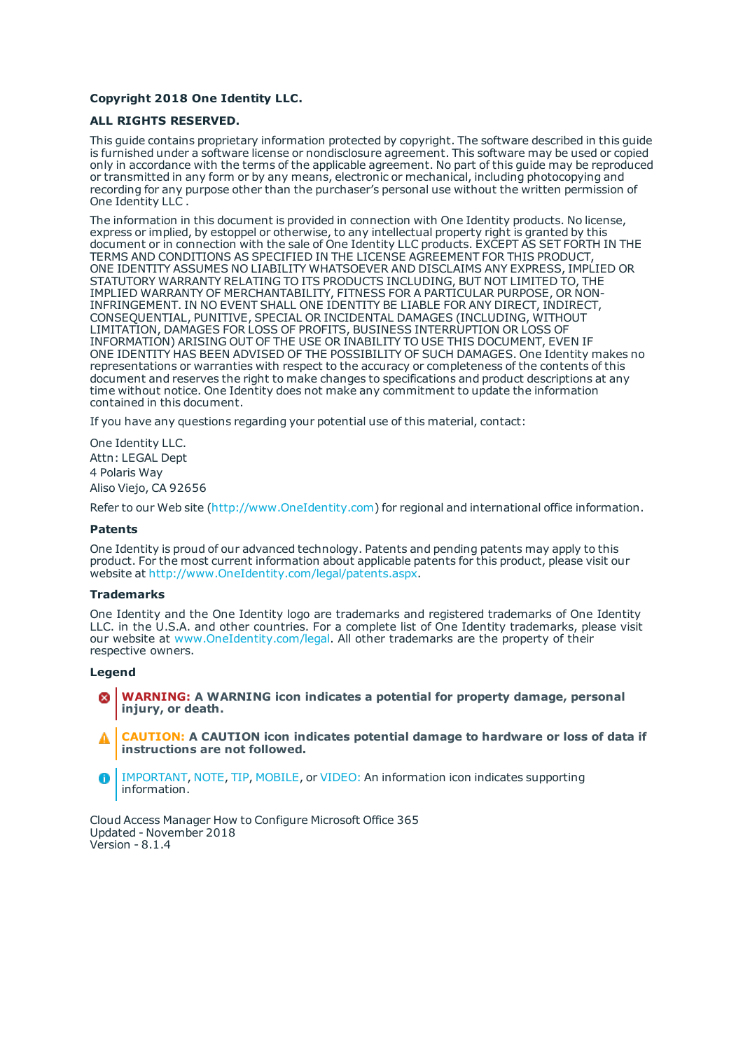**Copyright 2018 One Identity LLC.**

**ALL RIGHTS RESERVED.**

This guide contains proprietary information protected by copyright. The software described in this guide is furnished under a software license or nondisclosure agreement. This software may be used or copied only in accordance with the terms of the applicable agreement. No part of this guide may be reproduced or transmitted in any form or by any means, electronic or mechanical, including photocopying and recording for any purpose other than the purchaser's personal use without the written permission of One Identity LLC .

The information in this document is provided in connection with One Identity products. No license, express or implied, by estoppel or otherwise, to any intellectual property right is granted by this document or in connection with the sale of One Identity LLC products. EXCEPT AS SET FORTH IN THE TERMS AND CONDITIONS AS SPECIFIED IN THE LICENSE AGREEMENT FOR THIS PRODUCT, ONE IDENTITY ASSUMES NO LIABILITY WHATSOEVER AND DISCLAIMS ANY EXPRESS, IMPLIED OR STATUTORY WARRANTY RELATING TO ITS PRODUCTS INCLUDING, BUT NOT LIMITED TO, THE IMPLIED WARRANTY OF MERCHANTABILITY, FITNESS FOR A PARTICULAR PURPOSE, OR NON-INFRINGEMENT. IN NO EVENT SHALL ONE IDENTITY BE LIABLE FOR ANY DIRECT, INDIRECT, CONSEQUENTIAL, PUNITIVE, SPECIAL OR INCIDENTAL DAMAGES (INCLUDING, WITHOUT LIMITATION, DAMAGES FOR LOSS OF PROFITS, BUSINESS INTERRUPTION OR LOSS OF INFORMATION) ARISING OUT OF THE USE OR INABILITY TO USE THIS DOCUMENT, EVEN IF ONE IDENTITY HAS BEEN ADVISED OF THE POSSIBILITY OF SUCH DAMAGES. One Identity makes no representations or warranties with respect to the accuracy or completeness of the contents of this document and reserves the right to make changes to specifications and product descriptions at any time without notice. One Identity does not make any commitment to update the information contained in this document.

If you have any questions regarding your potential use of this material, contact:

One Identity LLC.
Attn: LEGAL Dept
4 Polaris Way
Aliso Viejo, CA 92656

Refer to our Web site (http://www.OneIdentity.com) for regional and international office information.

**Patents**

One Identity is proud of our advanced technology. Patents and pending patents may apply to this product. For the most current information about applicable patents for this product, please visit our website at http://www.OneIdentity.com/legal/patents.aspx.

**Trademarks**

One Identity and the One Identity logo are trademarks and registered trademarks of One Identity LLC. in the U.S.A. and other countries. For a complete list of One Identity trademarks, please visit our website at www.OneIdentity.com/legal. All other trademarks are the property of their respective owners.

**Legend**

**WARNING: A WARNING icon indicates a potential for property damage, personal injury, or death.**

**CAUTION: A CAUTION icon indicates potential damage to hardware or loss of data if instructions are not followed.**

IMPORTANT, NOTE, TIP, MOBILE, or VIDEO: An information icon indicates supporting information.

Cloud Access Manager How to Configure Microsoft Office 365
Updated - November 2018
Version - 8.1.4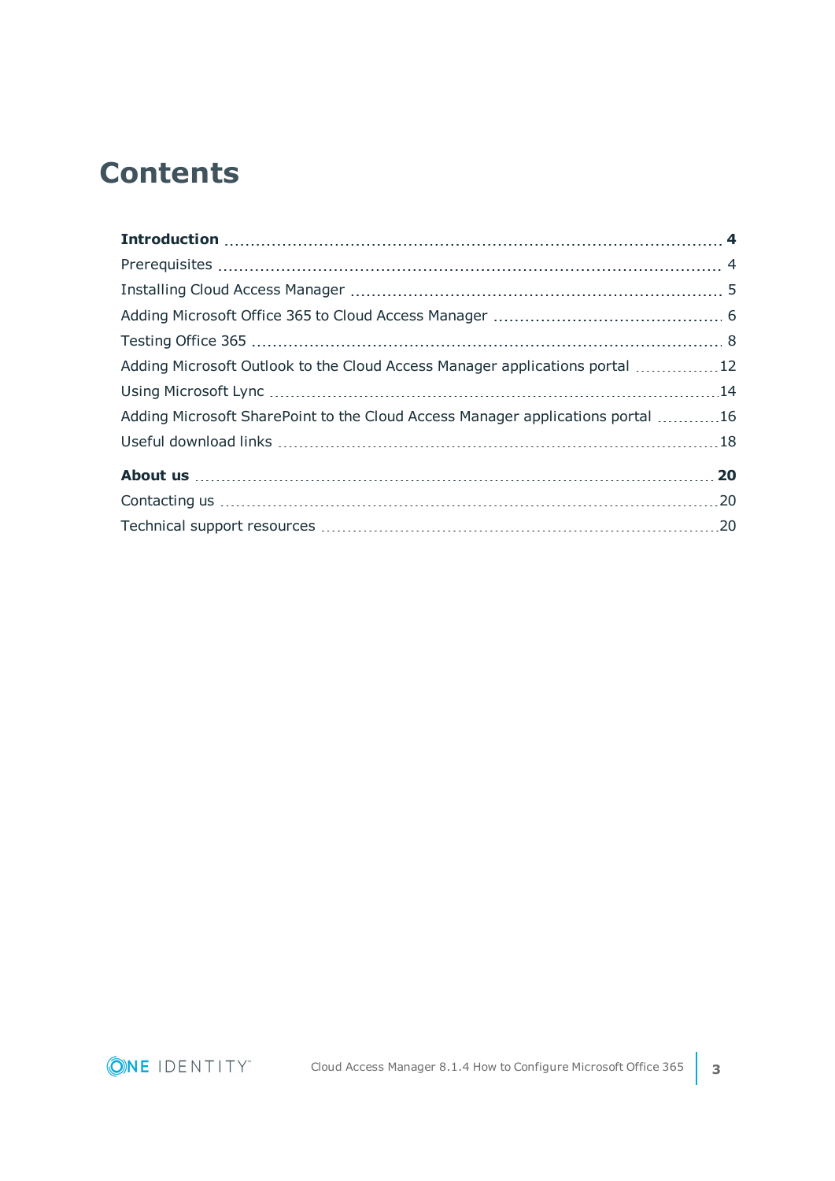# Contents

**Introduction** ... **4**

Prerequisites ... 4

Installing Cloud Access Manager ... 5

Adding Microsoft Office 365 to Cloud Access Manager ... 6

Testing Office 365 ... 8

Adding Microsoft Outlook to the Cloud Access Manager applications portal ... 12

Using Microsoft Lync ... 14

Adding Microsoft SharePoint to the Cloud Access Manager applications portal ... 16

Useful download links ... 18

**About us** ... **20**

Contacting us ... 20

Technical support resources ... 20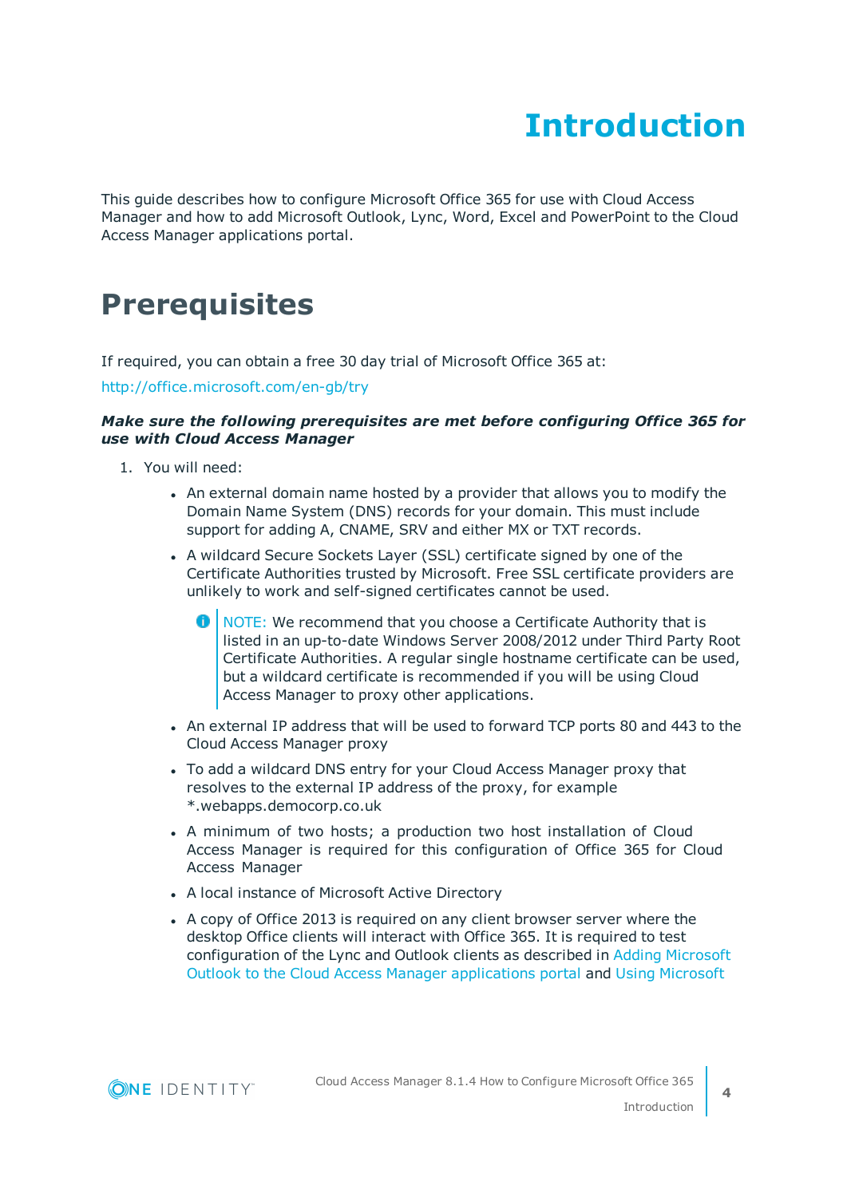# Introduction

This guide describes how to configure Microsoft Office 365 for use with Cloud Access Manager and how to add Microsoft Outlook, Lync, Word, Excel and PowerPoint to the Cloud Access Manager applications portal.

## Prerequisites

If required, you can obtain a free 30 day trial of Microsoft Office 365 at:

http://office.microsoft.com/en-gb/try

***Make sure the following prerequisites are met before configuring Office 365 for use with Cloud Access Manager***

1. You will need:
   - An external domain name hosted by a provider that allows you to modify the Domain Name System (DNS) records for your domain. This must include support for adding A, CNAME, SRV and either MX or TXT records.
   - A wildcard Secure Sockets Layer (SSL) certificate signed by one of the Certificate Authorities trusted by Microsoft. Free SSL certificate providers are unlikely to work and self-signed certificates cannot be used.

     > NOTE: We recommend that you choose a Certificate Authority that is listed in an up-to-date Windows Server 2008/2012 under Third Party Root Certificate Authorities. A regular single hostname certificate can be used, but a wildcard certificate is recommended if you will be using Cloud Access Manager to proxy other applications.

   - An external IP address that will be used to forward TCP ports 80 and 443 to the Cloud Access Manager proxy
   - To add a wildcard DNS entry for your Cloud Access Manager proxy that resolves to the external IP address of the proxy, for example *.webapps.democorp.co.uk
   - A minimum of two hosts; a production two host installation of Cloud Access Manager is required for this configuration of Office 365 for Cloud Access Manager
   - A local instance of Microsoft Active Directory
   - A copy of Office 2013 is required on any client browser server where the desktop Office clients will interact with Office 365. It is required to test configuration of the Lync and Outlook clients as described in Adding Microsoft Outlook to the Cloud Access Manager applications portal and Using Microsoft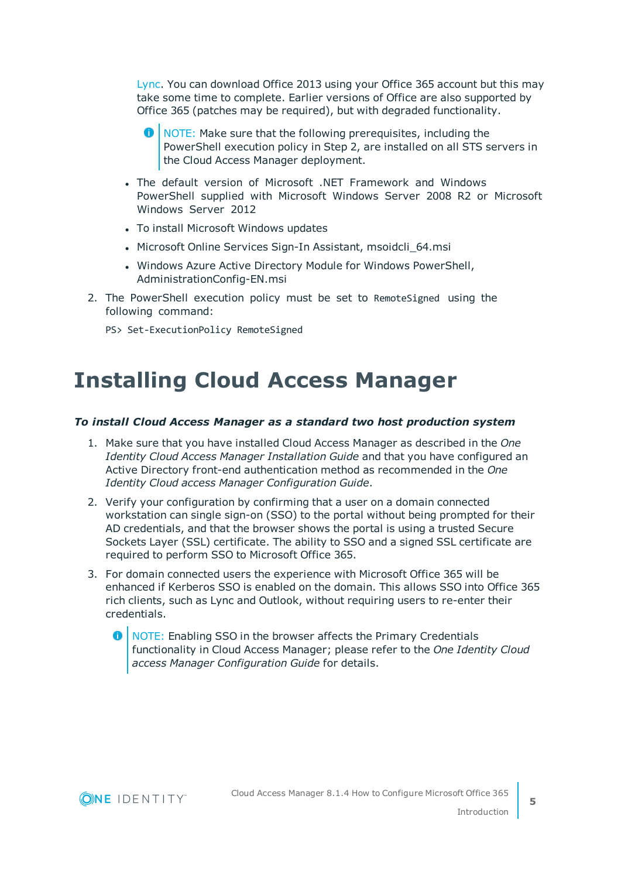Lync. You can download Office 2013 using your Office 365 account but this may take some time to complete. Earlier versions of Office are also supported by Office 365 (patches may be required), but with degraded functionality.

> NOTE: Make sure that the following prerequisites, including the PowerShell execution policy in Step 2, are installed on all STS servers in the Cloud Access Manager deployment.

- The default version of Microsoft .NET Framework and Windows PowerShell supplied with Microsoft Windows Server 2008 R2 or Microsoft Windows Server 2012
- To install Microsoft Windows updates
- Microsoft Online Services Sign-In Assistant, msoidcli_64.msi
- Windows Azure Active Directory Module for Windows PowerShell, AdministrationConfig-EN.msi

2. The PowerShell execution policy must be set to `RemoteSigned` using the following command:

```
PS> Set-ExecutionPolicy RemoteSigned
```

# Installing Cloud Access Manager

***To install Cloud Access Manager as a standard two host production system***

1. Make sure that you have installed Cloud Access Manager as described in the *One Identity Cloud Access Manager Installation Guide* and that you have configured an Active Directory front-end authentication method as recommended in the *One Identity Cloud access Manager Configuration Guide*.
2. Verify your configuration by confirming that a user on a domain connected workstation can single sign-on (SSO) to the portal without being prompted for their AD credentials, and that the browser shows the portal is using a trusted Secure Sockets Layer (SSL) certificate. The ability to SSO and a signed SSL certificate are required to perform SSO to Microsoft Office 365.
3. For domain connected users the experience with Microsoft Office 365 will be enhanced if Kerberos SSO is enabled on the domain. This allows SSO into Office 365 rich clients, such as Lync and Outlook, without requiring users to re-enter their credentials.

   > NOTE: Enabling SSO in the browser affects the Primary Credentials functionality in Cloud Access Manager; please refer to the *One Identity Cloud access Manager Configuration Guide* for details.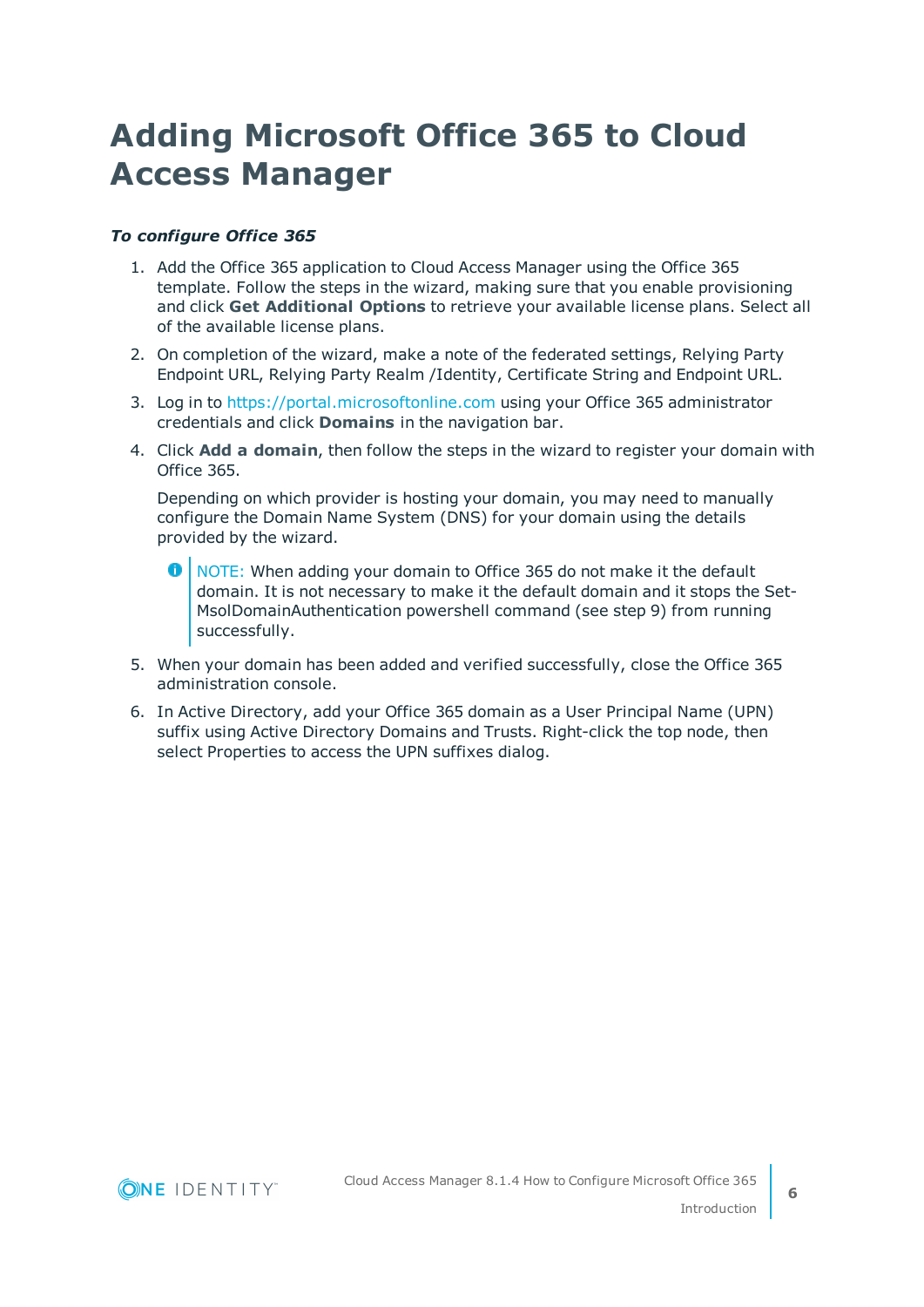# Adding Microsoft Office 365 to Cloud Access Manager

***To configure Office 365***

1. Add the Office 365 application to Cloud Access Manager using the Office 365 template. Follow the steps in the wizard, making sure that you enable provisioning and click **Get Additional Options** to retrieve your available license plans. Select all of the available license plans.
2. On completion of the wizard, make a note of the federated settings, Relying Party Endpoint URL, Relying Party Realm /Identity, Certificate String and Endpoint URL.
3. Log in to https://portal.microsoftonline.com using your Office 365 administrator credentials and click **Domains** in the navigation bar.
4. Click **Add a domain**, then follow the steps in the wizard to register your domain with Office 365.

   Depending on which provider is hosting your domain, you may need to manually configure the Domain Name System (DNS) for your domain using the details provided by the wizard.

   > NOTE: When adding your domain to Office 365 do not make it the default domain. It is not necessary to make it the default domain and it stops the Set-MsolDomainAuthentication powershell command (see step 9) from running successfully.

5. When your domain has been added and verified successfully, close the Office 365 administration console.
6. In Active Directory, add your Office 365 domain as a User Principal Name (UPN) suffix using Active Directory Domains and Trusts. Right-click the top node, then select Properties to access the UPN suffixes dialog.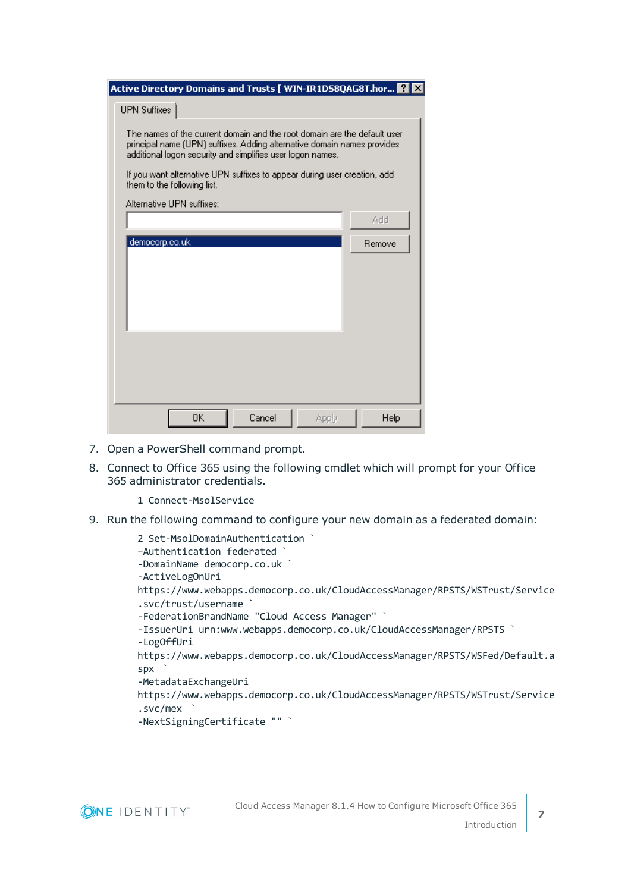7. Open a PowerShell command prompt.
8. Connect to Office 365 using the following cmdlet which will prompt for your Office 365 administrator credentials.

```
1 Connect-MsolService
```

9. Run the following command to configure your new domain as a federated domain:

```
2 Set-MsolDomainAuthentication `
-Authentication federated `
-DomainName democorp.co.uk `
-ActiveLogOnUri
https://www.webapps.democorp.co.uk/CloudAccessManager/RPSTS/WSTrust/Service
.svc/trust/username `
-FederationBrandName "Cloud Access Manager" `
-IssuerUri urn:www.webapps.democorp.co.uk/CloudAccessManager/RPSTS `
-LogOffUri
https://www.webapps.democorp.co.uk/CloudAccessManager/RPSTS/WSFed/Default.a
spx `
-MetadataExchangeUri
https://www.webapps.democorp.co.uk/CloudAccessManager/RPSTS/WSTrust/Service
.svc/mex `
-NextSigningCertificate "" `
```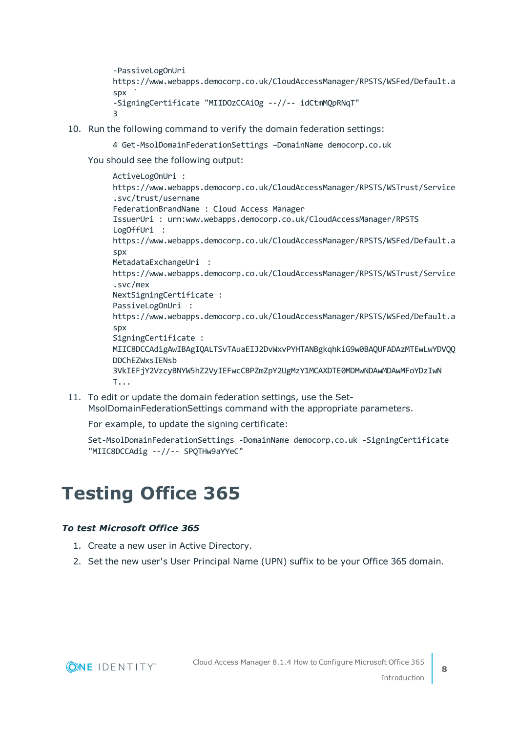```
-PassiveLogOnUri
https://www.webapps.democorp.co.uk/CloudAccessManager/RPSTS/WSFed/Default.a
spx `
-SigningCertificate "MIIDOzCCAiOg --//-- idCtmMQpRNqT"
3
```

10. Run the following command to verify the domain federation settings:

    ```
    4 Get-MsolDomainFederationSettings –DomainName democorp.co.uk
    ```

    You should see the following output:

    ```
    ActiveLogOnUri :
    https://www.webapps.democorp.co.uk/CloudAccessManager/RPSTS/WSTrust/Service
    .svc/trust/username
    FederationBrandName : Cloud Access Manager
    IssuerUri : urn:www.webapps.democorp.co.uk/CloudAccessManager/RPSTS
    LogOffUri :
    https://www.webapps.democorp.co.uk/CloudAccessManager/RPSTS/WSFed/Default.a
    spx
    MetadataExchangeUri :
    https://www.webapps.democorp.co.uk/CloudAccessManager/RPSTS/WSTrust/Service
    .svc/mex
    NextSigningCertificate :
    PassiveLogOnUri :
    https://www.webapps.democorp.co.uk/CloudAccessManager/RPSTS/WSFed/Default.a
    spx
    SigningCertificate :
    MIIC8DCCAdigAwIBAgIQALTSvTAuaEIJ2DvWxvPYHTANBgkqhkiG9w0BAQUFADAzMTEwLwYDVQQ
    DDChEZWxsIENsb
    3VkIEFjY2VzcyBNYW5hZ2VyIEFwcCBPZmZpY2UgMzY1MCAXDTE0MDMwNDAwMDAwMFoYDzIwN
    T...
    ```

11. To edit or update the domain federation settings, use the Set-MsolDomainFederationSettings command with the appropriate parameters.

    For example, to update the signing certificate:

    ```
    Set-MsolDomainFederationSettings -DomainName democorp.co.uk -SigningCertificate
    "MIIC8DCCAdig --//-- SPQTHw9aYYeC"
    ```

# Testing Office 365

***To test Microsoft Office 365***

1. Create a new user in Active Directory.
2. Set the new user's User Principal Name (UPN) suffix to be your Office 365 domain.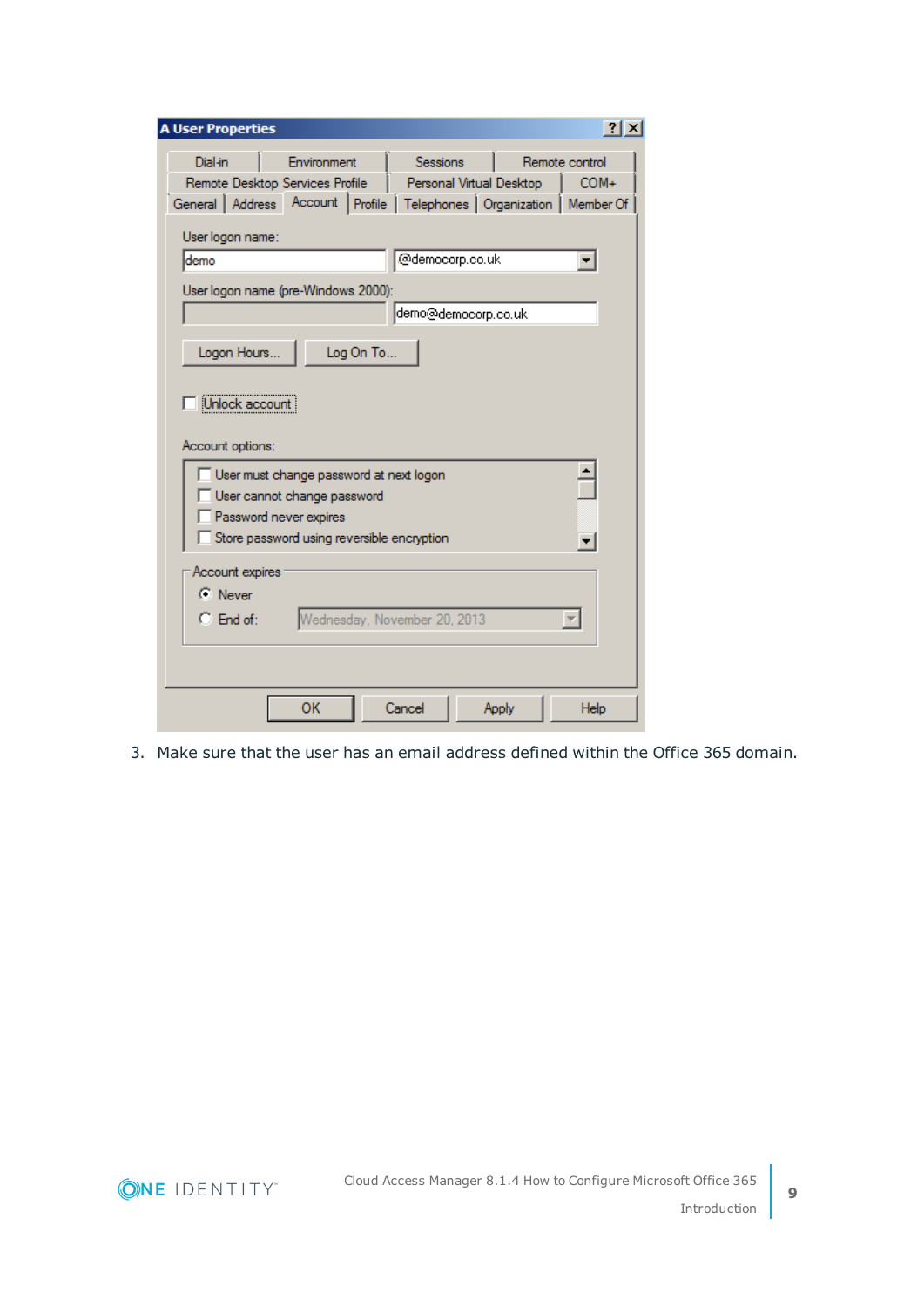3. Make sure that the user has an email address defined within the Office 365 domain.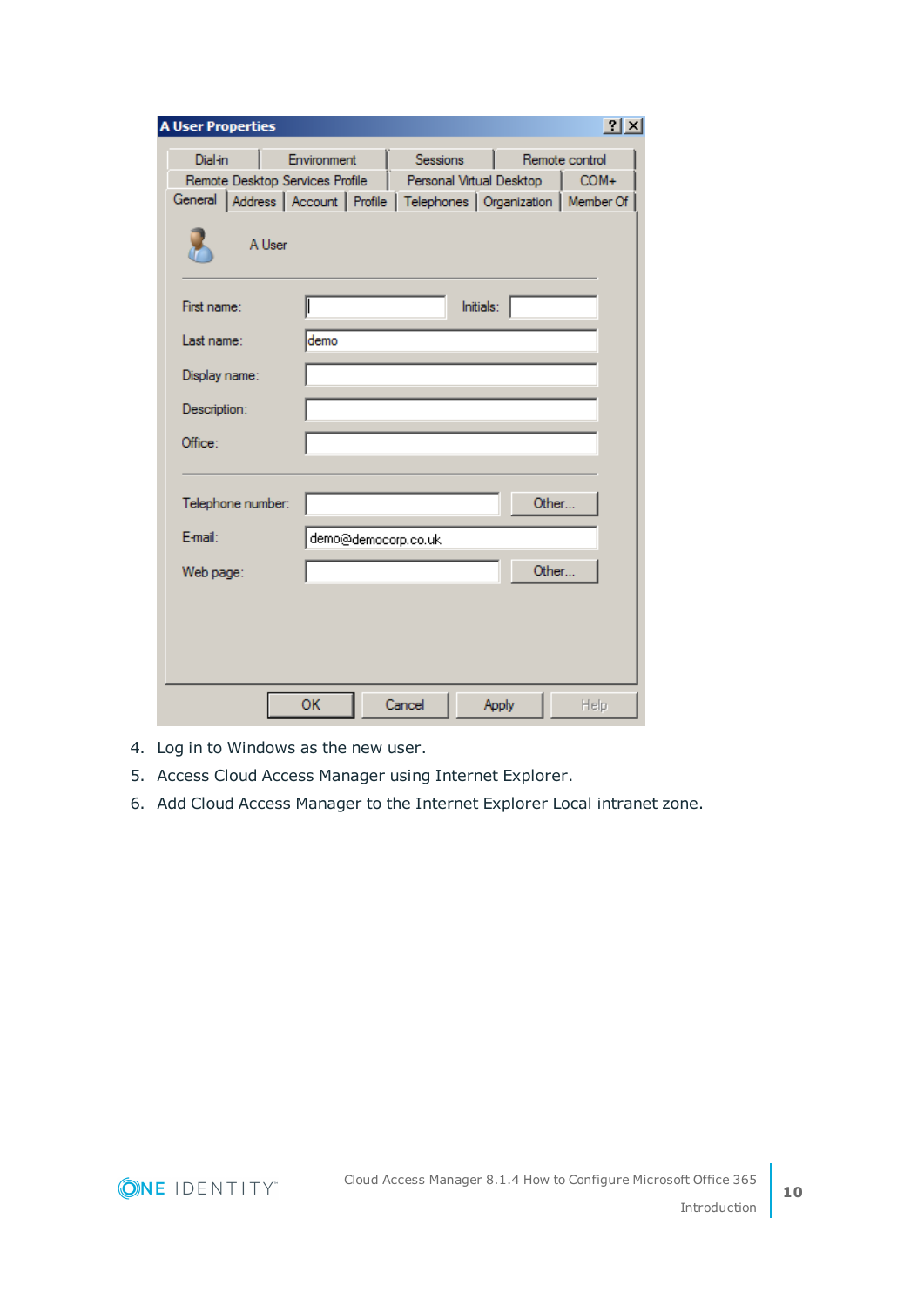4. Log in to Windows as the new user.
5. Access Cloud Access Manager using Internet Explorer.
6. Add Cloud Access Manager to the Internet Explorer Local intranet zone.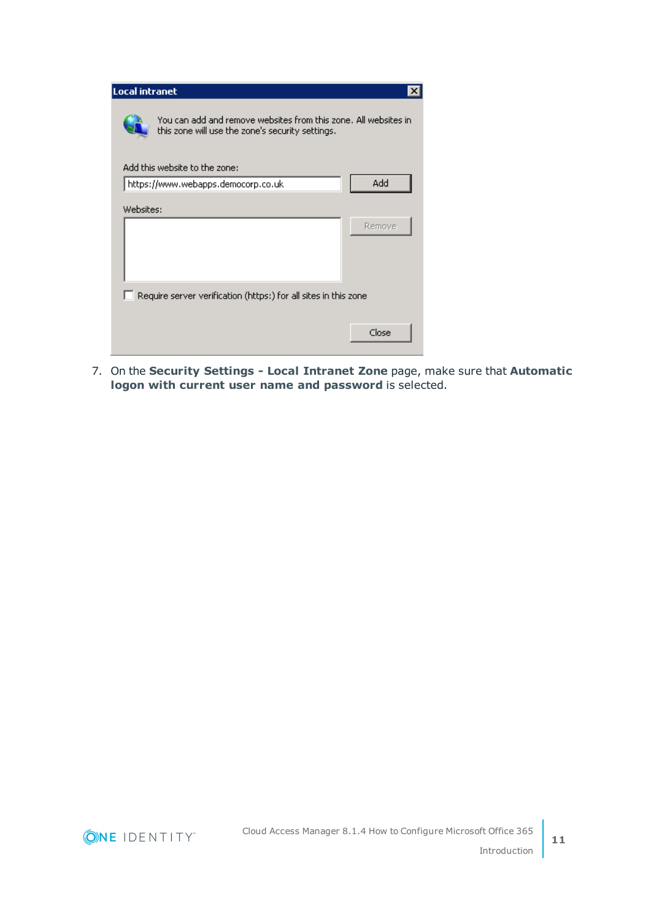7. On the **Security Settings - Local Intranet Zone** page, make sure that **Automatic logon with current user name and password** is selected.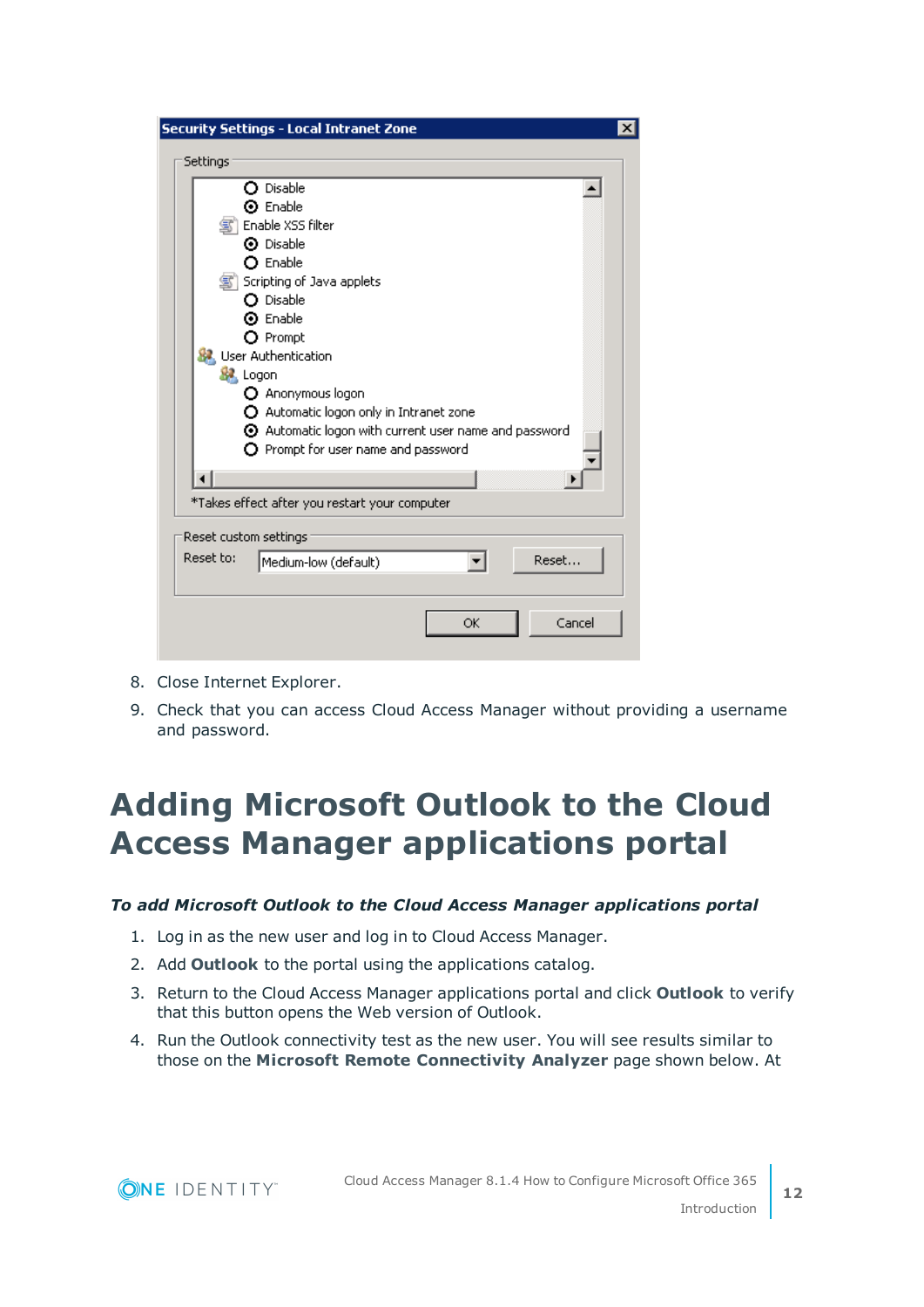8. Close Internet Explorer.
9. Check that you can access Cloud Access Manager without providing a username and password.

# Adding Microsoft Outlook to the Cloud Access Manager applications portal

***To add Microsoft Outlook to the Cloud Access Manager applications portal***

1. Log in as the new user and log in to Cloud Access Manager.
2. Add **Outlook** to the portal using the applications catalog.
3. Return to the Cloud Access Manager applications portal and click **Outlook** to verify that this button opens the Web version of Outlook.
4. Run the Outlook connectivity test as the new user. You will see results similar to those on the **Microsoft Remote Connectivity Analyzer** page shown below. At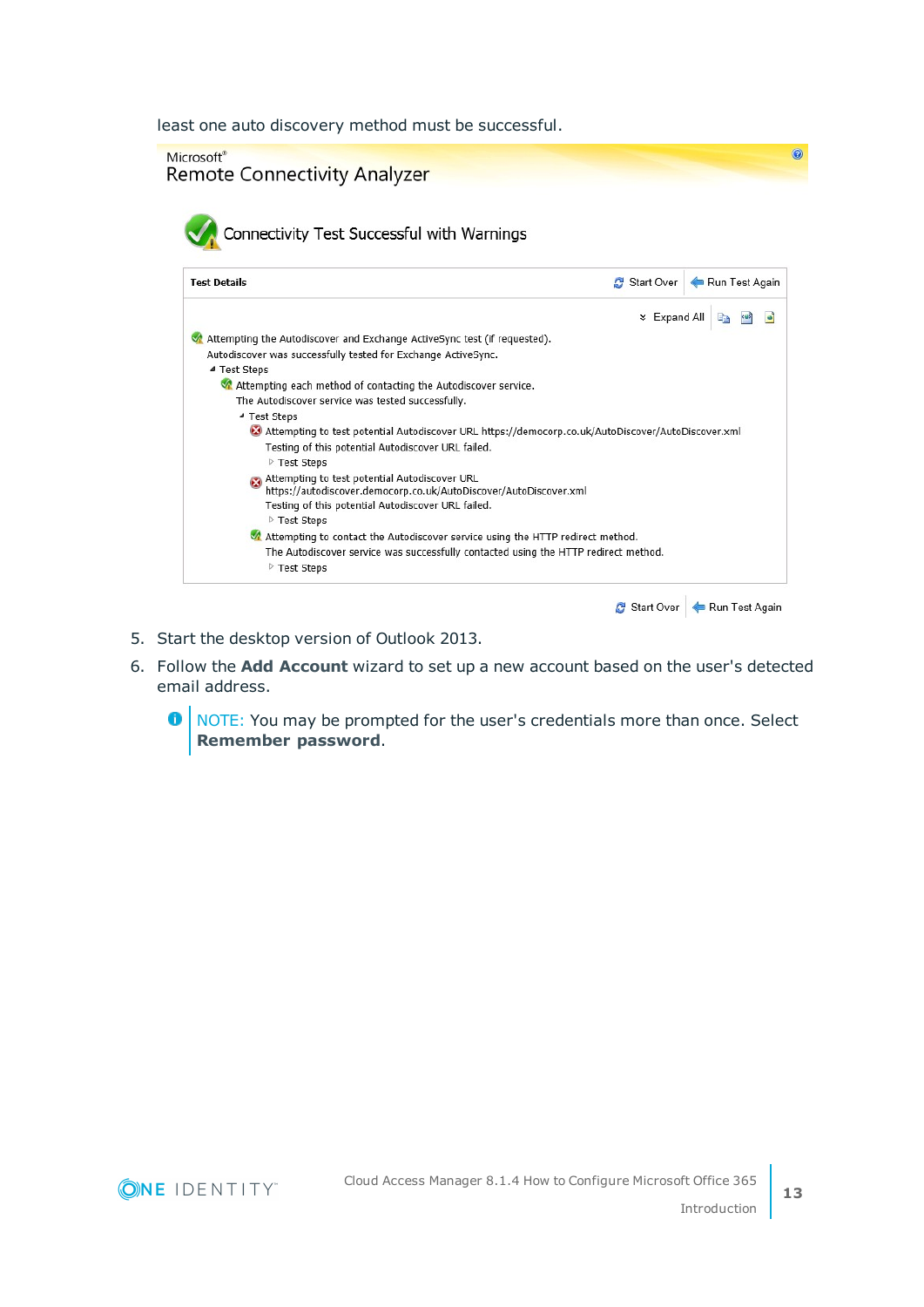least one auto discovery method must be successful.

Microsoft®
Remote Connectivity Analyzer

Connectivity Test Successful with Warnings

**Test Details** — Start Over | Run Test Again

Expand All

- Attempting the Autodiscover and Exchange ActiveSync test (if requested).
  Autodiscover was successfully tested for Exchange ActiveSync.
  - Test Steps
    - Attempting each method of contacting the Autodiscover service.
      The Autodiscover service was tested successfully.
      - Test Steps
        - Attempting to test potential Autodiscover URL https://democorp.co.uk/AutoDiscover/AutoDiscover.xml
          Testing of this potential Autodiscover URL failed.
          - Test Steps
        - Attempting to test potential Autodiscover URL https://autodiscover.democorp.co.uk/AutoDiscover/AutoDiscover.xml
          Testing of this potential Autodiscover URL failed.
          - Test Steps
        - Attempting to contact the Autodiscover service using the HTTP redirect method.
          The Autodiscover service was successfully contacted using the HTTP redirect method.
          - Test Steps

Start Over | Run Test Again

5. Start the desktop version of Outlook 2013.
6. Follow the **Add Account** wizard to set up a new account based on the user's detected email address.

   NOTE: You may be prompted for the user's credentials more than once. Select **Remember password**.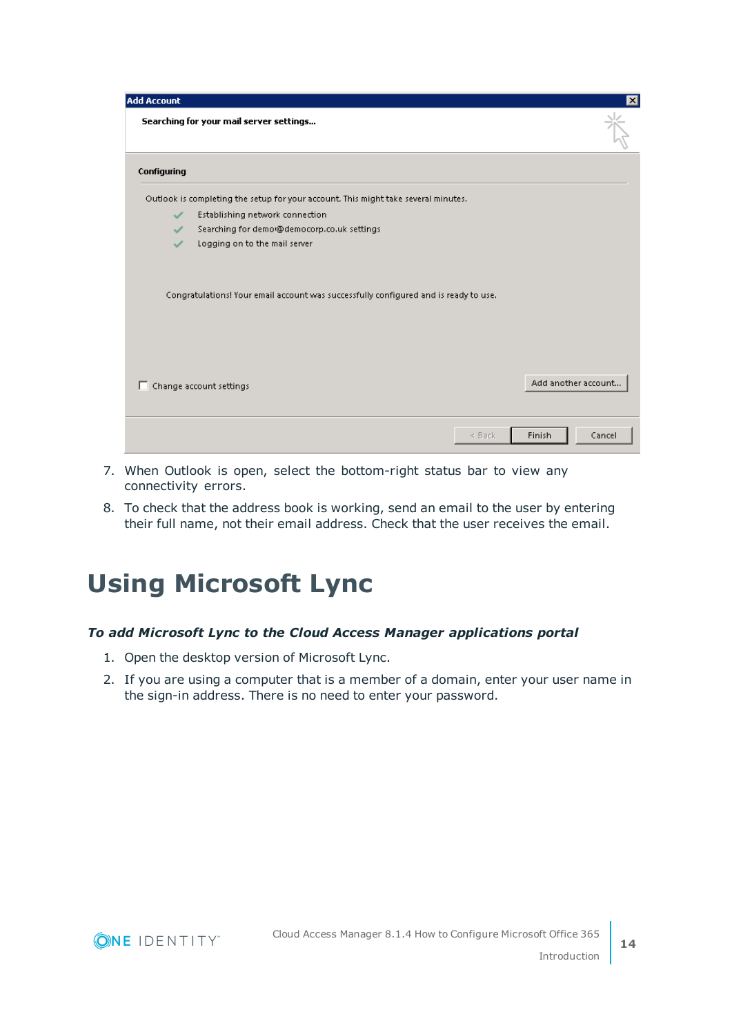7. When Outlook is open, select the bottom-right status bar to view any connectivity errors.
8. To check that the address book is working, send an email to the user by entering their full name, not their email address. Check that the user receives the email.

# Using Microsoft Lync

***To add Microsoft Lync to the Cloud Access Manager applications portal***

1. Open the desktop version of Microsoft Lync.
2. If you are using a computer that is a member of a domain, enter your user name in the sign-in address. There is no need to enter your password.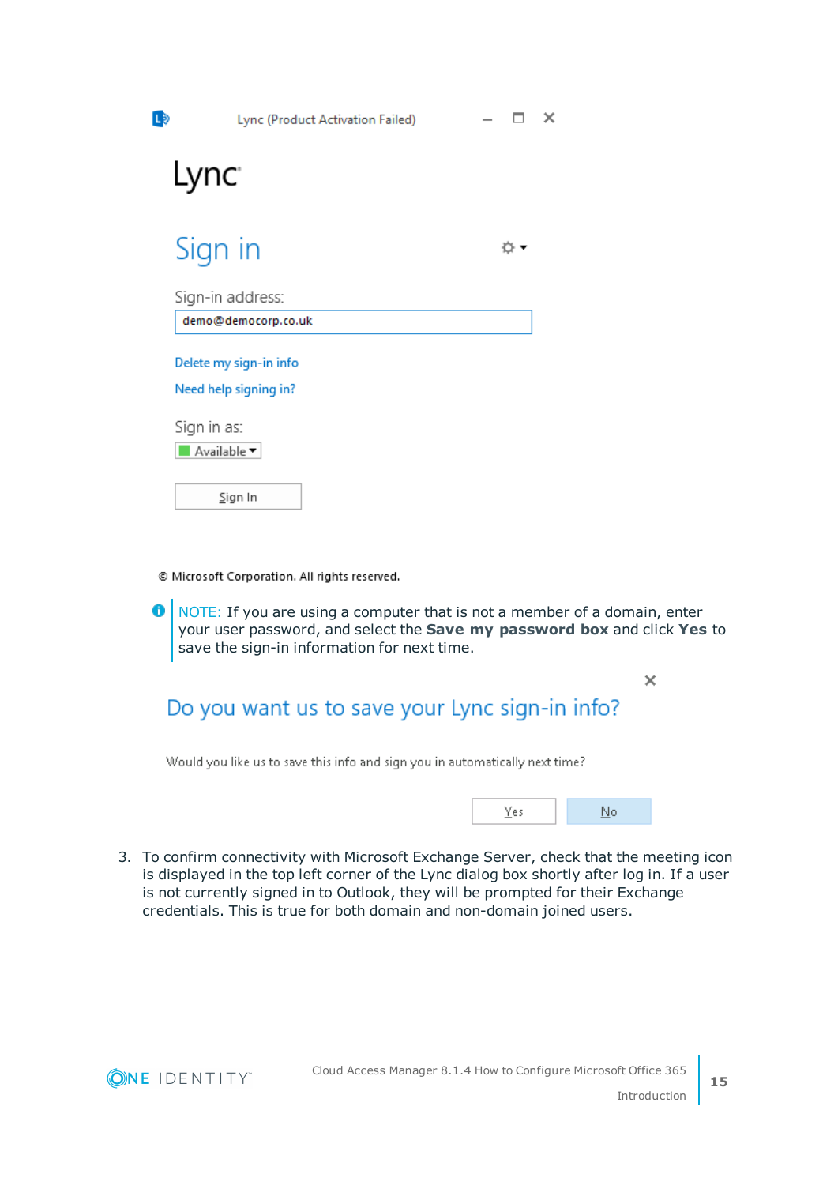Lync (Product Activation Failed)

Lync

Sign in

Sign-in address:

demo@democorp.co.uk

Delete my sign-in info

Need help signing in?

Sign in as:

Available

Sign In

© Microsoft Corporation. All rights reserved.

NOTE: If you are using a computer that is not a member of a domain, enter your user password, and select the **Save my password box** and click **Yes** to save the sign-in information for next time.

Do you want us to save your Lync sign-in info?

Would you like us to save this info and sign you in automatically next time?

Yes | No

3. To confirm connectivity with Microsoft Exchange Server, check that the meeting icon is displayed in the top left corner of the Lync dialog box shortly after log in. If a user is not currently signed in to Outlook, they will be prompted for their Exchange credentials. This is true for both domain and non-domain joined users.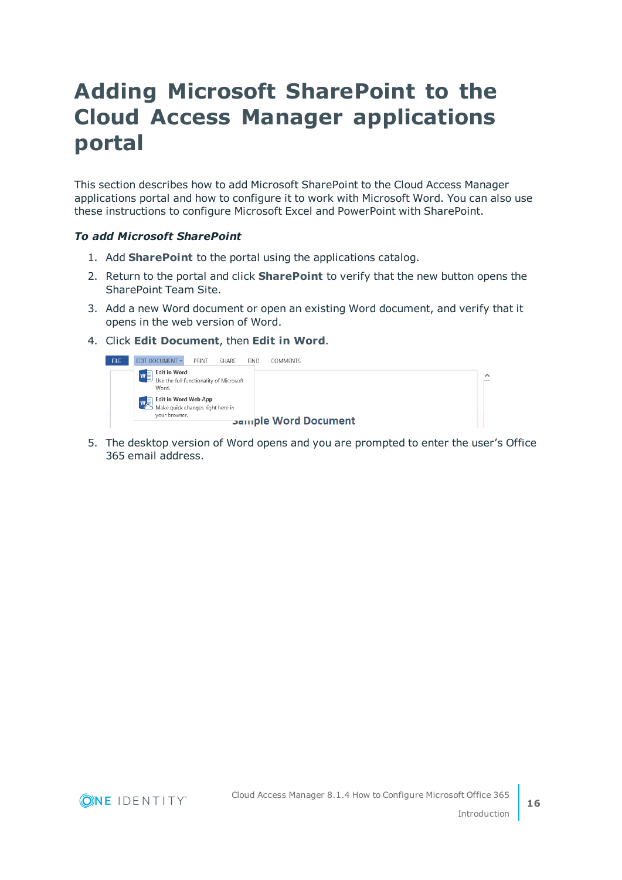# Adding Microsoft SharePoint to the Cloud Access Manager applications portal

This section describes how to add Microsoft SharePoint to the Cloud Access Manager applications portal and how to configure it to work with Microsoft Word. You can also use these instructions to configure Microsoft Excel and PowerPoint with SharePoint.

***To add Microsoft SharePoint***

1. Add **SharePoint** to the portal using the applications catalog.
2. Return to the portal and click **SharePoint** to verify that the new button opens the SharePoint Team Site.
3. Add a new Word document or open an existing Word document, and verify that it opens in the web version of Word.
4. Click **Edit Document**, then **Edit in Word**.
5. The desktop version of Word opens and you are prompted to enter the user's Office 365 email address.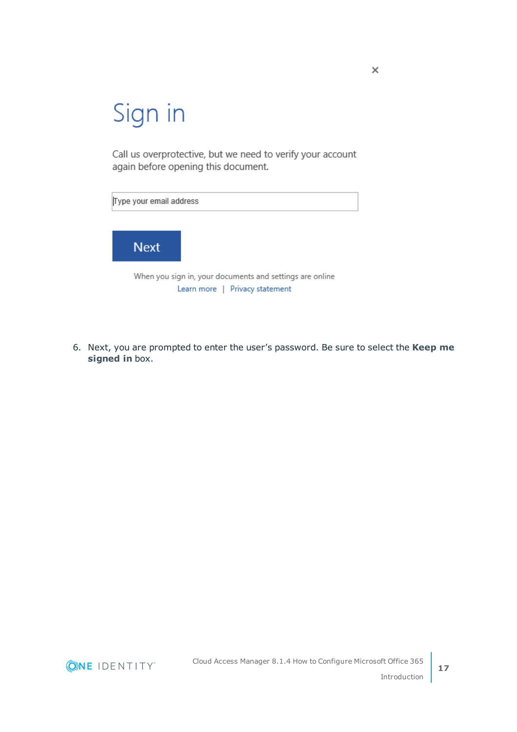×

Sign in

Call us overprotective, but we need to verify your account again before opening this document.

Type your email address

Next

When you sign in, your documents and settings are online

Learn more | Privacy statement

6. Next, you are prompted to enter the user's password. Be sure to select the **Keep me signed in** box.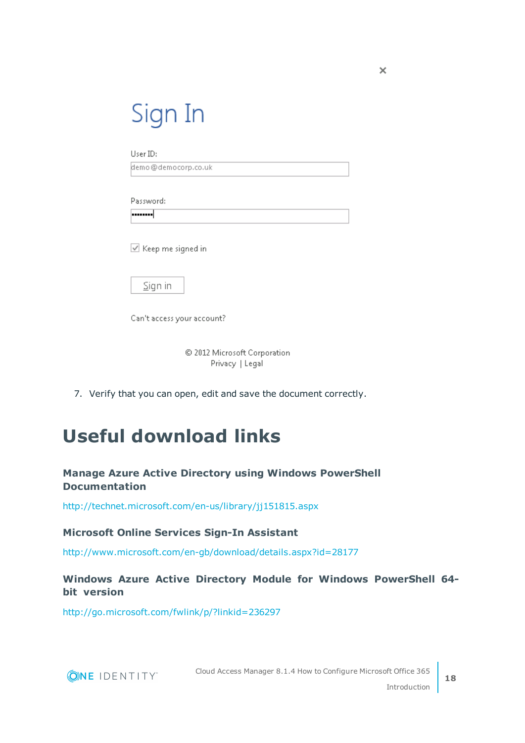Sign In

User ID:

demo@democorp.co.uk

Password:

Keep me signed in

Sign in

Can't access your account?

© 2012 Microsoft Corporation
Privacy | Legal

7. Verify that you can open, edit and save the document correctly.

# Useful download links

### Manage Azure Active Directory using Windows PowerShell Documentation

http://technet.microsoft.com/en-us/library/jj151815.aspx

### Microsoft Online Services Sign-In Assistant

http://www.microsoft.com/en-gb/download/details.aspx?id=28177

### Windows Azure Active Directory Module for Windows PowerShell 64-bit version

http://go.microsoft.com/fwlink/p/?linkid=236297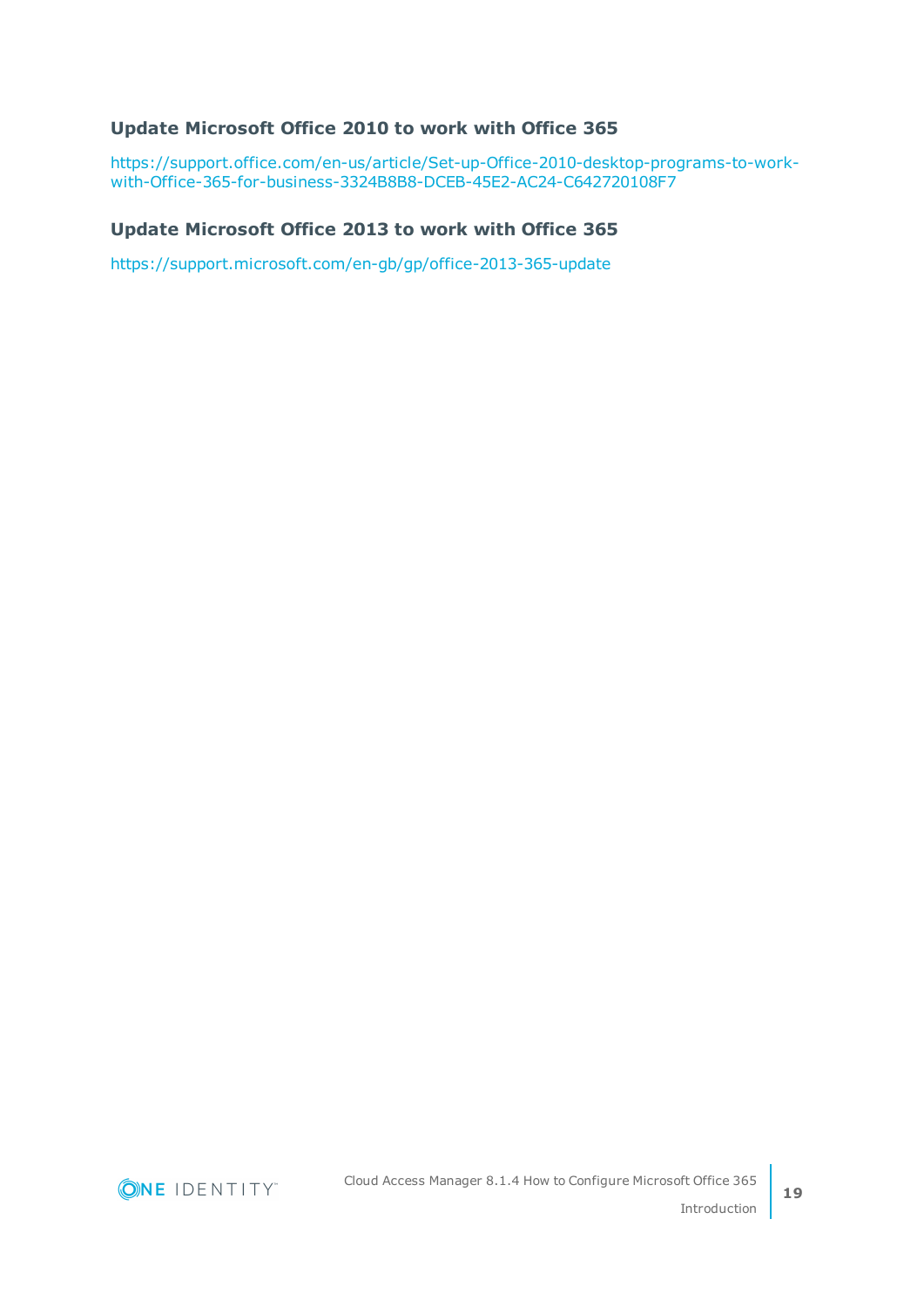### Update Microsoft Office 2010 to work with Office 365

https://support.office.com/en-us/article/Set-up-Office-2010-desktop-programs-to-work-with-Office-365-for-business-3324B8B8-DCEB-45E2-AC24-C642720108F7

### Update Microsoft Office 2013 to work with Office 365

https://support.microsoft.com/en-gb/gp/office-2013-365-update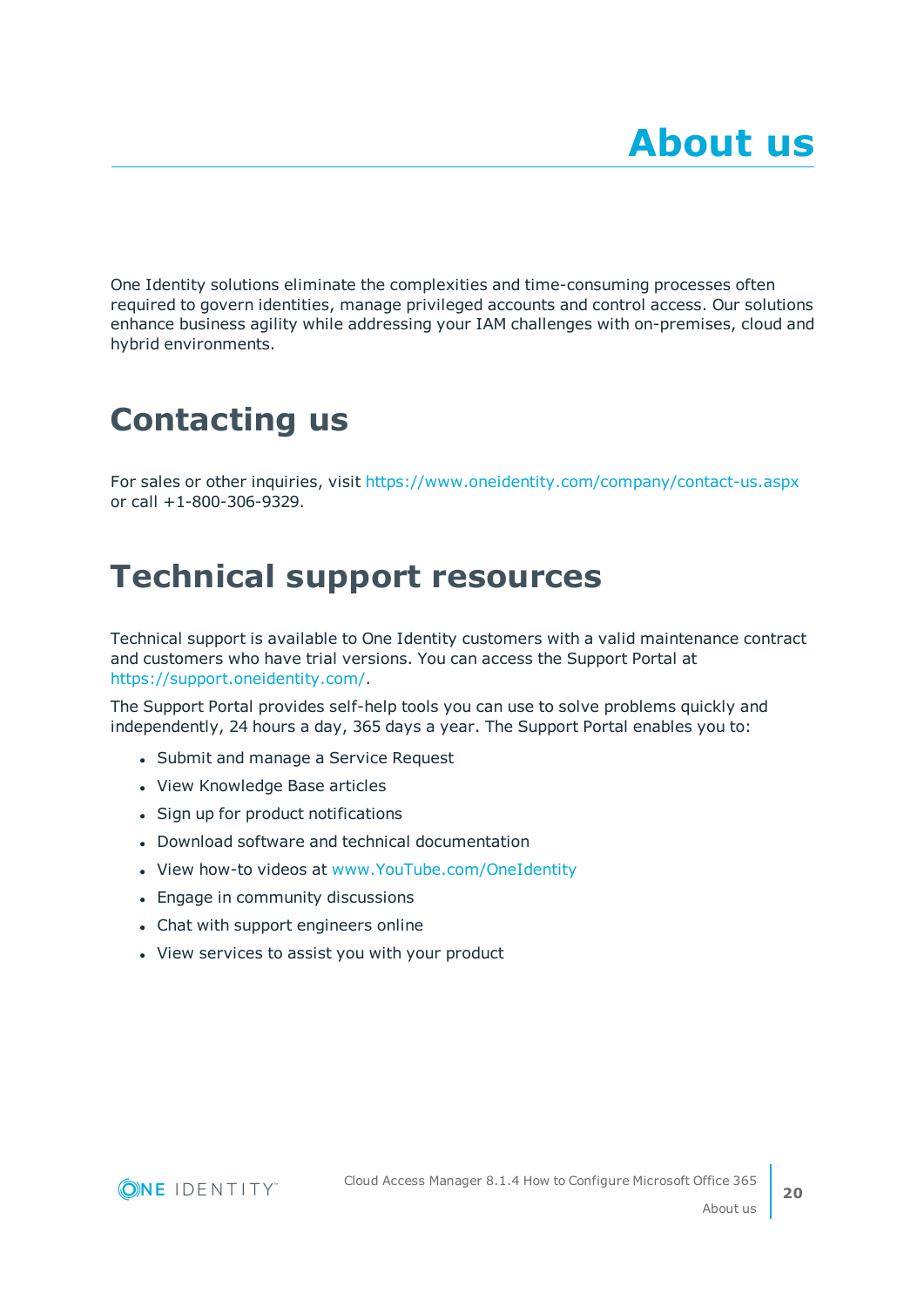# About us

One Identity solutions eliminate the complexities and time-consuming processes often required to govern identities, manage privileged accounts and control access. Our solutions enhance business agility while addressing your IAM challenges with on-premises, cloud and hybrid environments.

## Contacting us

For sales or other inquiries, visit https://www.oneidentity.com/company/contact-us.aspx or call +1-800-306-9329.

## Technical support resources

Technical support is available to One Identity customers with a valid maintenance contract and customers who have trial versions. You can access the Support Portal at https://support.oneidentity.com/.

The Support Portal provides self-help tools you can use to solve problems quickly and independently, 24 hours a day, 365 days a year. The Support Portal enables you to:

- Submit and manage a Service Request
- View Knowledge Base articles
- Sign up for product notifications
- Download software and technical documentation
- View how-to videos at www.YouTube.com/OneIdentity
- Engage in community discussions
- Chat with support engineers online
- View services to assist you with your product